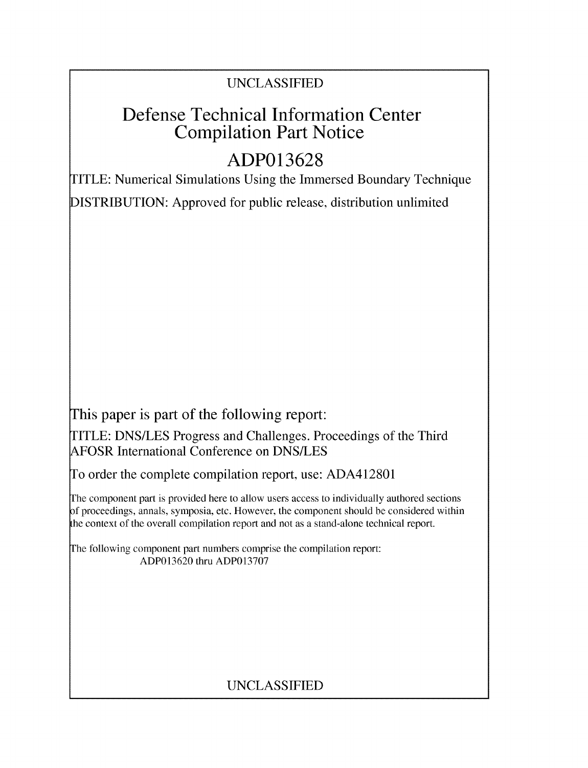UNCLASSIFIED

# Defense Technical Information Center Compilation Part Notice

# ADP013628

TITLE: Numerical Simulations Using the Immersed Boundary Technique

DISTRIBUTION: Approved for public release, distribution unlimited

This paper is part of the following report:

TITLE: DNS/LES Progress and Challenges. Proceedings of the Third AFOSR International Conference on DNS/LES

To order the complete compilation report, use: ADA412801

The component part is provided here to allow users access to individually authored sections of proceedings, annals, symposia, etc. However, the component should be considered within the context of the overall compilation report and not as a stand-alone technical report.

The following component part numbers comprise the compilation report: ADP013620 thru ADP013707

UNCLASSIFIED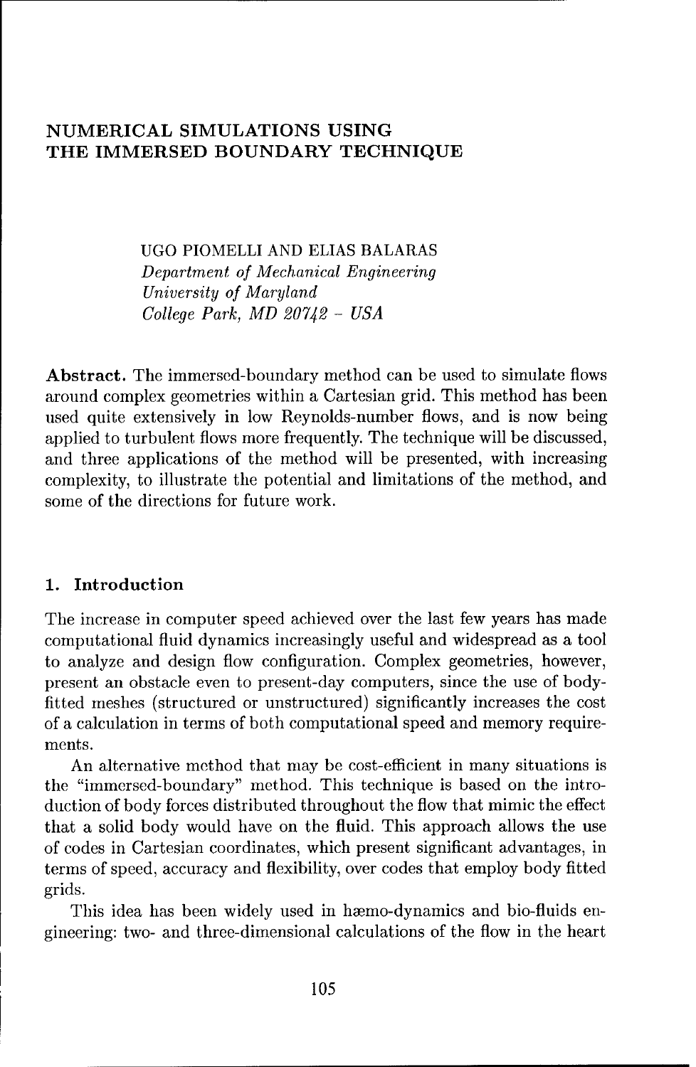# NUMERICAL SIMULATIONS USING THE IMMERSED BOUNDARY TECHNIQUE

UGO PIOMELLI AND ELIAS BALARAS
*Department of Mechanical Engineering*
*University of Maryland*
*College Park, MD 20742 – USA*

**Abstract.** The immersed-boundary method can be used to simulate flows around complex geometries within a Cartesian grid. This method has been used quite extensively in low Reynolds-number flows, and is now being applied to turbulent flows more frequently. The technique will be discussed, and three applications of the method will be presented, with increasing complexity, to illustrate the potential and limitations of the method, and some of the directions for future work.

## 1. Introduction

The increase in computer speed achieved over the last few years has made computational fluid dynamics increasingly useful and widespread as a tool to analyze and design flow configuration. Complex geometries, however, present an obstacle even to present-day computers, since the use of body-fitted meshes (structured or unstructured) significantly increases the cost of a calculation in terms of both computational speed and memory requirements.

An alternative method that may be cost-efficient in many situations is the "immersed-boundary" method. This technique is based on the introduction of body forces distributed throughout the flow that mimic the effect that a solid body would have on the fluid. This approach allows the use of codes in Cartesian coordinates, which present significant advantages, in terms of speed, accuracy and flexibility, over codes that employ body fitted grids.

This idea has been widely used in hæmo-dynamics and bio-fluids engineering: two- and three-dimensional calculations of the flow in the heart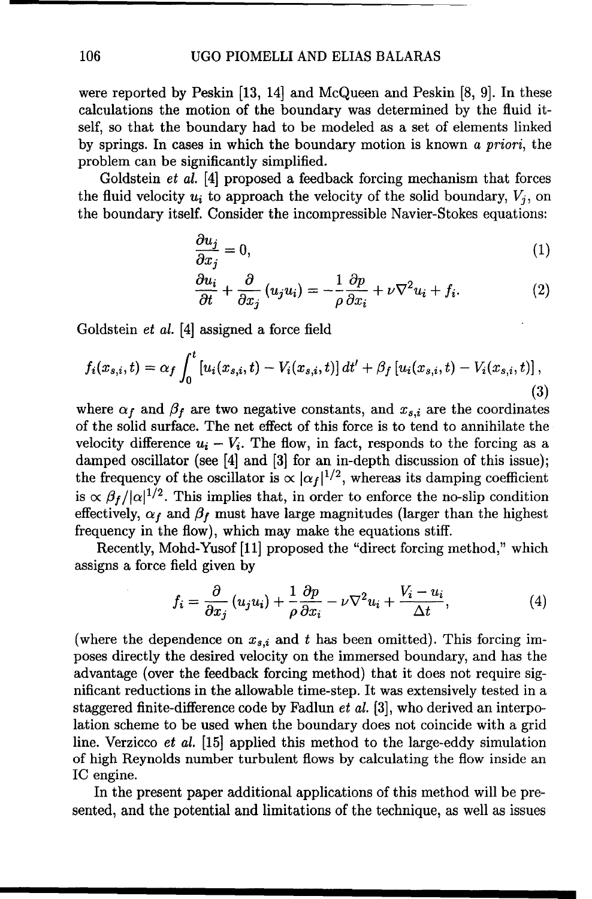were reported by Peskin [13, 14] and McQueen and Peskin [8, 9]. In these calculations the motion of the boundary was determined by the fluid itself, so that the boundary had to be modeled as a set of elements linked by springs. In cases in which the boundary motion is known *a priori*, the problem can be significantly simplified.

Goldstein *et al.* [4] proposed a feedback forcing mechanism that forces the fluid velocity $u_i$ to approach the velocity of the solid boundary, $V_j$, on the boundary itself. Consider the incompressible Navier-Stokes equations:

$$\frac{\partial u_j}{\partial x_j} = 0, \tag{1}$$

$$\frac{\partial u_i}{\partial t} + \frac{\partial}{\partial x_j}(u_j u_i) = -\frac{1}{\rho}\frac{\partial p}{\partial x_i} + \nu \nabla^2 u_i + f_i. \tag{2}$$

Goldstein *et al.* [4] assigned a force field

$$f_i(x_{s,i}, t) = \alpha_f \int_0^t \left[u_i(x_{s,i}, t) - V_i(x_{s,i}, t)\right] dt' + \beta_f \left[u_i(x_{s,i}, t) - V_i(x_{s,i}, t)\right], \tag{3}$$

where $\alpha_f$ and $\beta_f$ are two negative constants, and $x_{s,i}$ are the coordinates of the solid surface. The net effect of this force is to tend to annihilate the velocity difference $u_i - V_i$. The flow, in fact, responds to the forcing as a damped oscillator (see [4] and [3] for an in-depth discussion of this issue); the frequency of the oscillator is $\propto |\alpha_f|^{1/2}$, whereas its damping coefficient is $\propto \beta_f / |\alpha|^{1/2}$. This implies that, in order to enforce the no-slip condition effectively, $\alpha_f$ and $\beta_f$ must have large magnitudes (larger than the highest frequency in the flow), which may make the equations stiff.

Recently, Mohd-Yusof [11] proposed the "direct forcing method," which assigns a force field given by

$$f_i = \frac{\partial}{\partial x_j}(u_j u_i) + \frac{1}{\rho}\frac{\partial p}{\partial x_i} - \nu \nabla^2 u_i + \frac{V_i - u_i}{\Delta t}, \tag{4}$$

(where the dependence on $x_{s,i}$ and $t$ has been omitted). This forcing imposes directly the desired velocity on the immersed boundary, and has the advantage (over the feedback forcing method) that it does not require significant reductions in the allowable time-step. It was extensively tested in a staggered finite-difference code by Fadlun *et al.* [3], who derived an interpolation scheme to be used when the boundary does not coincide with a grid line. Verzicco *et al.* [15] applied this method to the large-eddy simulation of high Reynolds number turbulent flows by calculating the flow inside an IC engine.

In the present paper additional applications of this method will be presented, and the potential and limitations of the technique, as well as issues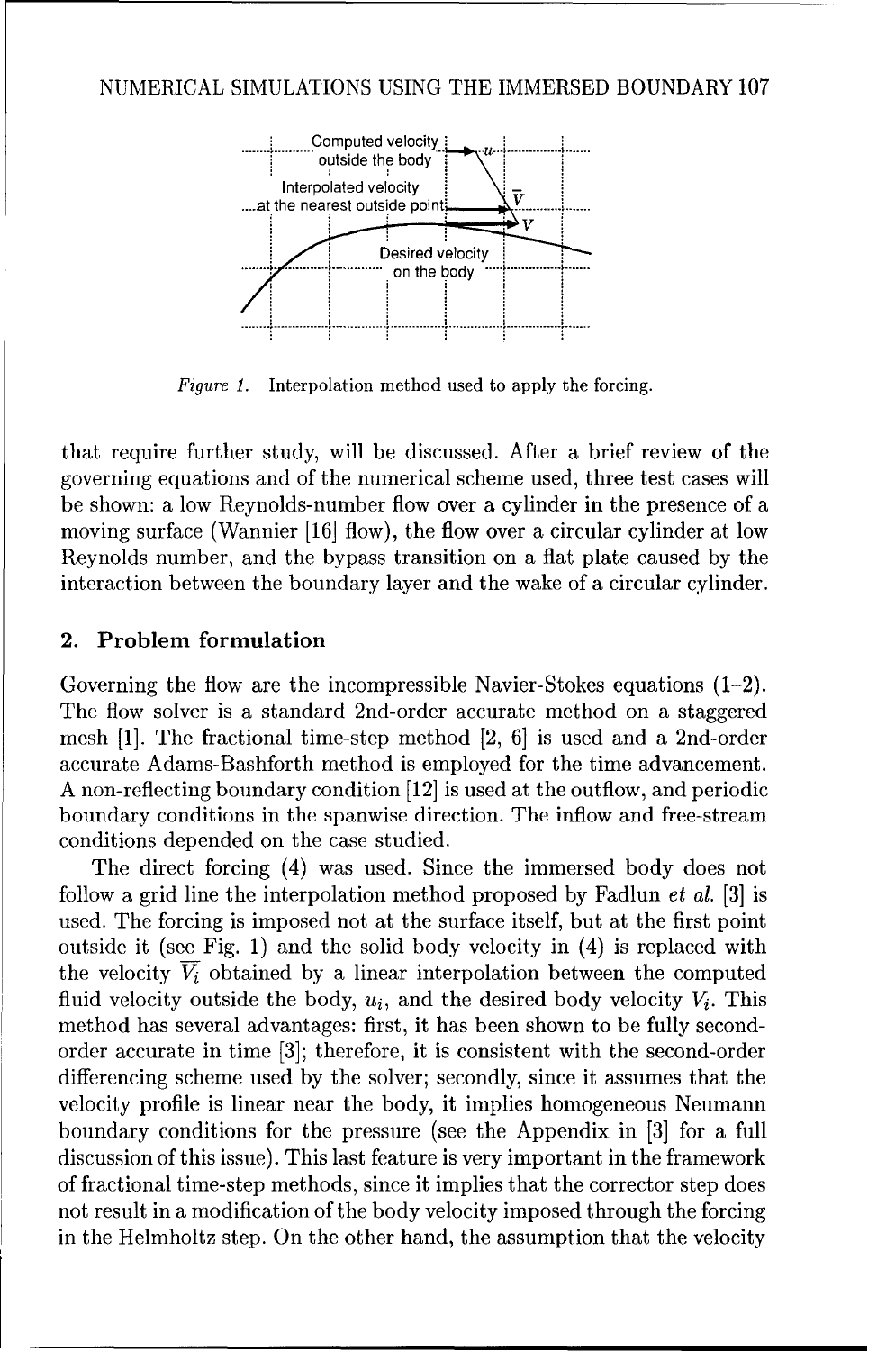*Figure 1.* Interpolation method used to apply the forcing.

that require further study, will be discussed. After a brief review of the governing equations and of the numerical scheme used, three test cases will be shown: a low Reynolds-number flow over a cylinder in the presence of a moving surface (Wannier [16] flow), the flow over a circular cylinder at low Reynolds number, and the bypass transition on a flat plate caused by the interaction between the boundary layer and the wake of a circular cylinder.

## 2. Problem formulation

Governing the flow are the incompressible Navier-Stokes equations (1–2). The flow solver is a standard 2nd-order accurate method on a staggered mesh [1]. The fractional time-step method [2, 6] is used and a 2nd-order accurate Adams-Bashforth method is employed for the time advancement. A non-reflecting boundary condition [12] is used at the outflow, and periodic boundary conditions in the spanwise direction. The inflow and free-stream conditions depended on the case studied.

The direct forcing (4) was used. Since the immersed body does not follow a grid line the interpolation method proposed by Fadlun *et al.* [3] is used. The forcing is imposed not at the surface itself, but at the first point outside it (see Fig. 1) and the solid body velocity in (4) is replaced with the velocity $\overline{V_i}$ obtained by a linear interpolation between the computed fluid velocity outside the body, $u_i$, and the desired body velocity $V_i$. This method has several advantages: first, it has been shown to be fully second-order accurate in time [3]; therefore, it is consistent with the second-order differencing scheme used by the solver; secondly, since it assumes that the velocity profile is linear near the body, it implies homogeneous Neumann boundary conditions for the pressure (see the Appendix in [3] for a full discussion of this issue). This last feature is very important in the framework of fractional time-step methods, since it implies that the corrector step does not result in a modification of the body velocity imposed through the forcing in the Helmholtz step. On the other hand, the assumption that the velocity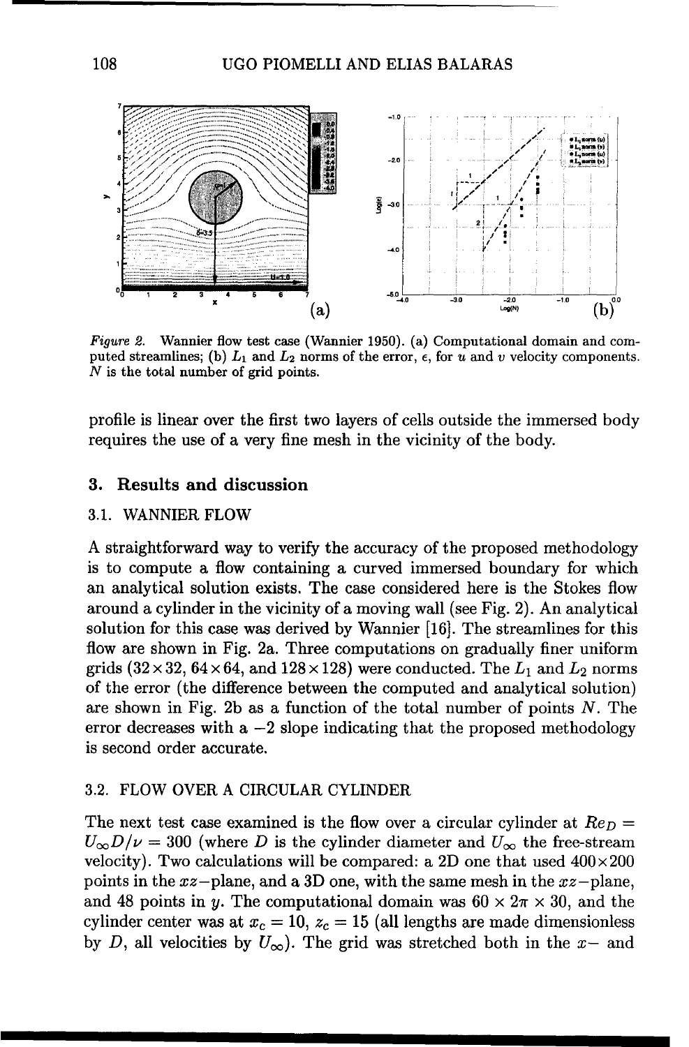*Figure 2.* Wannier flow test case (Wannier 1950). (a) Computational domain and computed streamlines; (b) $L_1$ and $L_2$ norms of the error, $\epsilon$, for $u$ and $v$ velocity components. $N$ is the total number of grid points.

profile is linear over the first two layers of cells outside the immersed body requires the use of a very fine mesh in the vicinity of the body.

## 3. Results and discussion

### 3.1. WANNIER FLOW

A straightforward way to verify the accuracy of the proposed methodology is to compute a flow containing a curved immersed boundary for which an analytical solution exists. The case considered here is the Stokes flow around a cylinder in the vicinity of a moving wall (see Fig. 2). An analytical solution for this case was derived by Wannier [16]. The streamlines for this flow are shown in Fig. 2a. Three computations on gradually finer uniform grids ($32 \times 32$, $64 \times 64$, and $128 \times 128$) were conducted. The $L_1$ and $L_2$ norms of the error (the difference between the computed and analytical solution) are shown in Fig. 2b as a function of the total number of points $N$. The error decreases with a $-2$ slope indicating that the proposed methodology is second order accurate.

### 3.2. FLOW OVER A CIRCULAR CYLINDER

The next test case examined is the flow over a circular cylinder at $Re_D = U_\infty D/\nu = 300$ (where $D$ is the cylinder diameter and $U_\infty$ the free-stream velocity). Two calculations will be compared: a 2D one that used $400 \times 200$ points in the $xz$-plane, and a 3D one, with the same mesh in the $xz$-plane, and 48 points in $y$. The computational domain was $60 \times 2\pi \times 30$, and the cylinder center was at $x_c = 10$, $z_c = 15$ (all lengths are made dimensionless by $D$, all velocities by $U_\infty$). The grid was stretched both in the $x$- and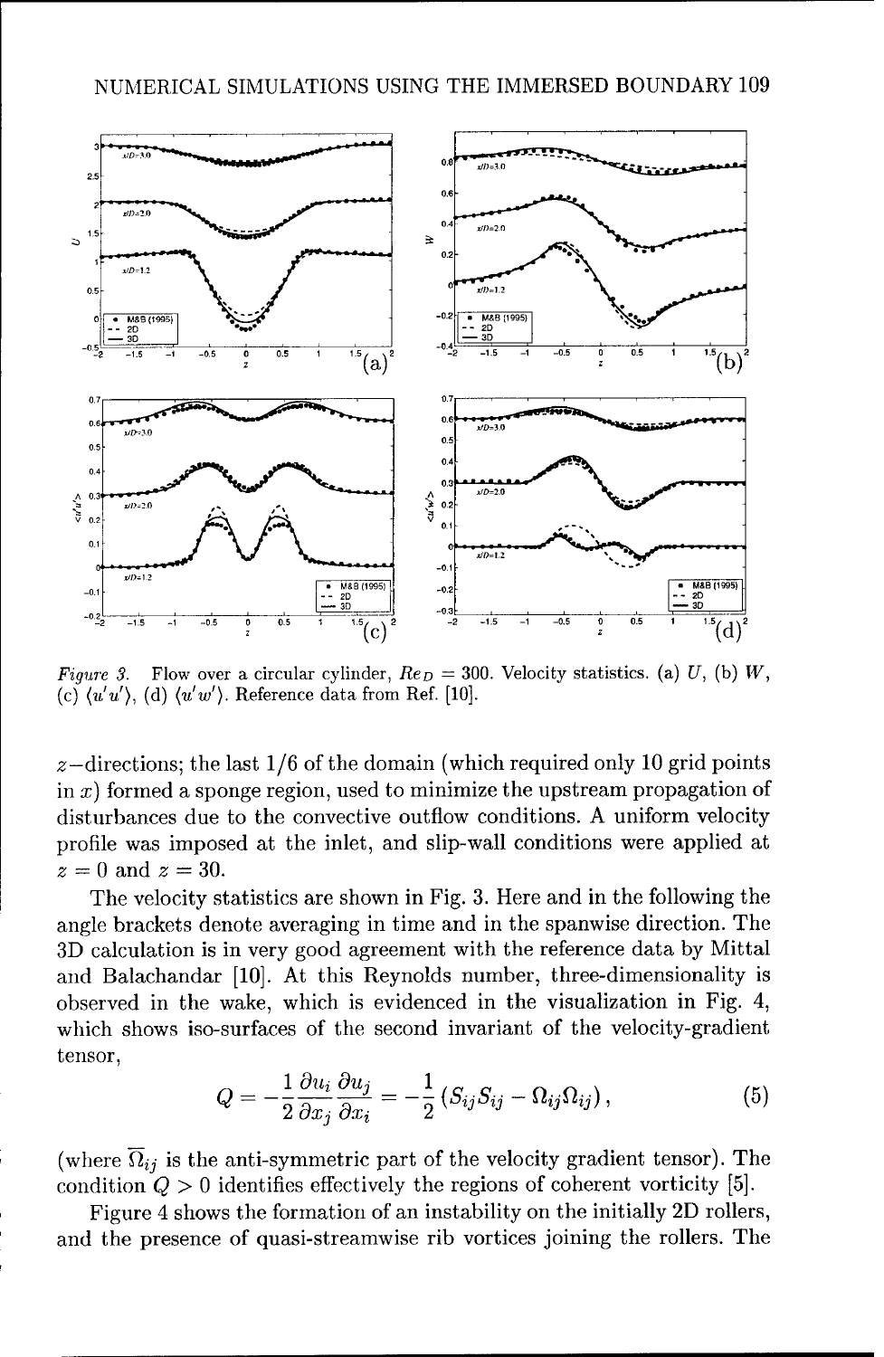*Figure 3.* Flow over a circular cylinder, $Re_D = 300$. Velocity statistics. (a) $U$, (b) $W$, (c) $\langle u'u' \rangle$, (d) $\langle u'w' \rangle$. Reference data from Ref. [10].

$z$−directions; the last 1/6 of the domain (which required only 10 grid points in $x$) formed a sponge region, used to minimize the upstream propagation of disturbances due to the convective outflow conditions. A uniform velocity profile was imposed at the inlet, and slip-wall conditions were applied at $z = 0$ and $z = 30$.

The velocity statistics are shown in Fig. 3. Here and in the following the angle brackets denote averaging in time and in the spanwise direction. The 3D calculation is in very good agreement with the reference data by Mittal and Balachandar [10]. At this Reynolds number, three-dimensionality is observed in the wake, which is evidenced in the visualization in Fig. 4, which shows iso-surfaces of the second invariant of the velocity-gradient tensor,

$$Q = -\frac{1}{2}\frac{\partial u_i}{\partial x_j}\frac{\partial u_j}{\partial x_i} = -\frac{1}{2}\left(S_{ij}S_{ij} - \Omega_{ij}\Omega_{ij}\right), \tag{5}$$

(where $\overline{\Omega}_{ij}$ is the anti-symmetric part of the velocity gradient tensor). The condition $Q > 0$ identifies effectively the regions of coherent vorticity [5].

Figure 4 shows the formation of an instability on the initially 2D rollers, and the presence of quasi-streamwise rib vortices joining the rollers. The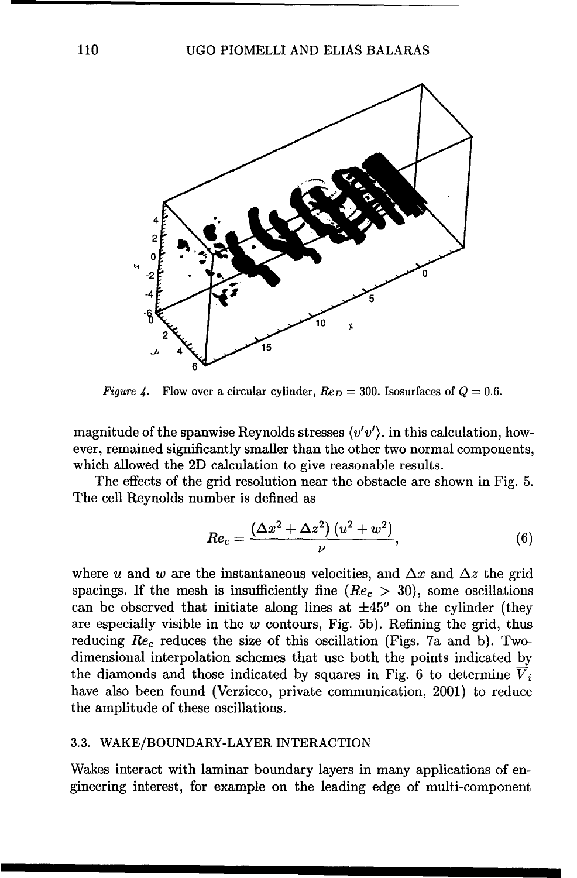*Figure 4.* Flow over a circular cylinder, $Re_D = 300$. Isosurfaces of $Q = 0.6$.

magnitude of the spanwise Reynolds stresses $\langle v'v' \rangle$. in this calculation, however, remained significantly smaller than the other two normal components, which allowed the 2D calculation to give reasonable results.

The effects of the grid resolution near the obstacle are shown in Fig. 5. The cell Reynolds number is defined as

$$Re_c = \frac{(\Delta x^2 + \Delta z^2)(u^2 + w^2)}{\nu}, \tag{6}$$

where $u$ and $w$ are the instantaneous velocities, and $\Delta x$ and $\Delta z$ the grid spacings. If the mesh is insufficiently fine ($Re_c > 30$), some oscillations can be observed that initiate along lines at $\pm 45^o$ on the cylinder (they are especially visible in the $w$ contours, Fig. 5b). Refining the grid, thus reducing $Re_c$ reduces the size of this oscillation (Figs. 7a and b). Two-dimensional interpolation schemes that use both the points indicated by the diamonds and those indicated by squares in Fig. 6 to determine $\overline{V}_i$ have also been found (Verzicco, private communication, 2001) to reduce the amplitude of these oscillations.

### 3.3. WAKE/BOUNDARY-LAYER INTERACTION

Wakes interact with laminar boundary layers in many applications of engineering interest, for example on the leading edge of multi-component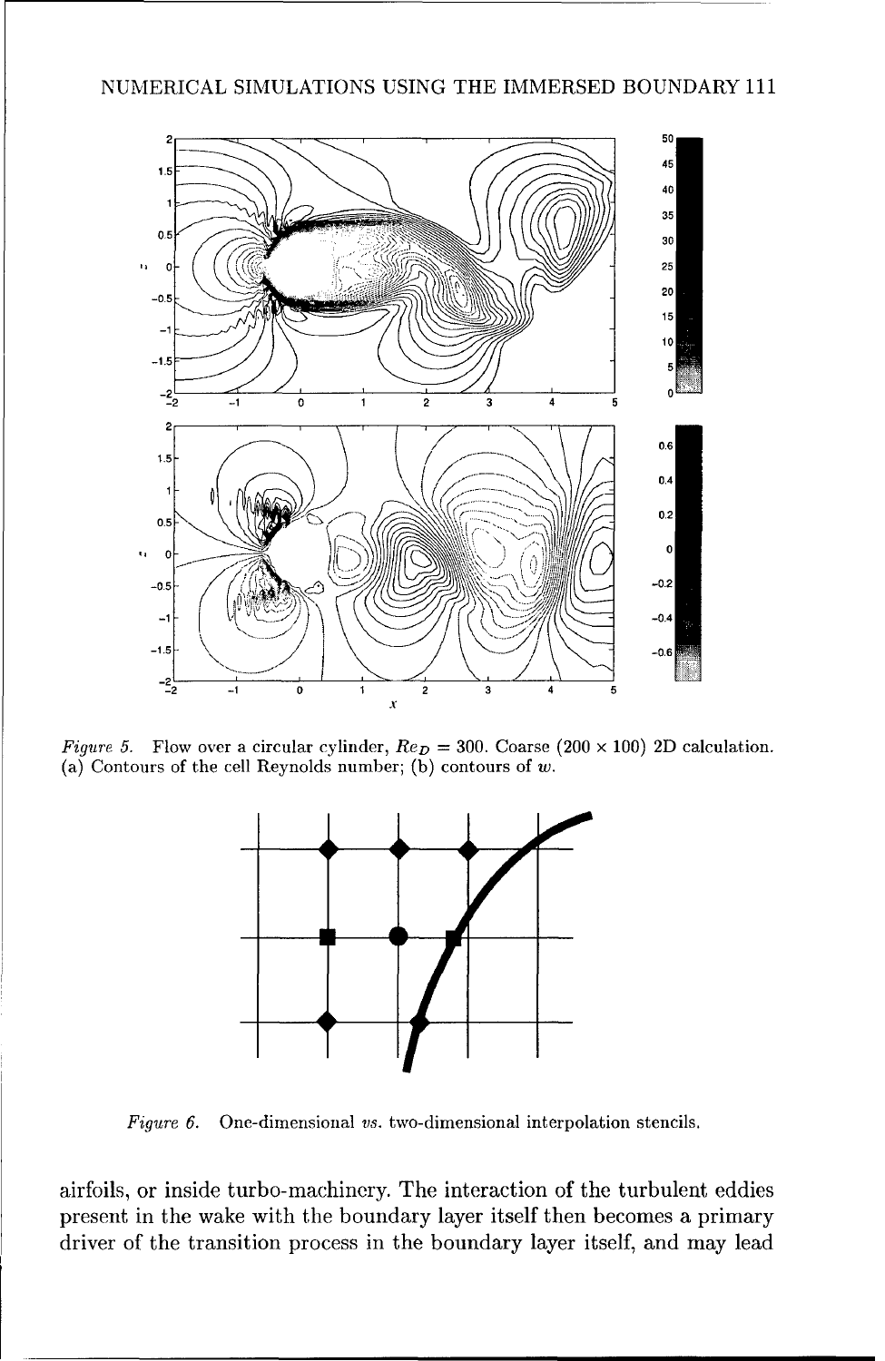*Figure 5.* Flow over a circular cylinder, $Re_D = 300$. Coarse ($200 \times 100$) 2D calculation. (a) Contours of the cell Reynolds number; (b) contours of $w$.

*Figure 6.* One-dimensional *vs.* two-dimensional interpolation stencils.

airfoils, or inside turbo-machinery. The interaction of the turbulent eddies present in the wake with the boundary layer itself then becomes a primary driver of the transition process in the boundary layer itself, and may lead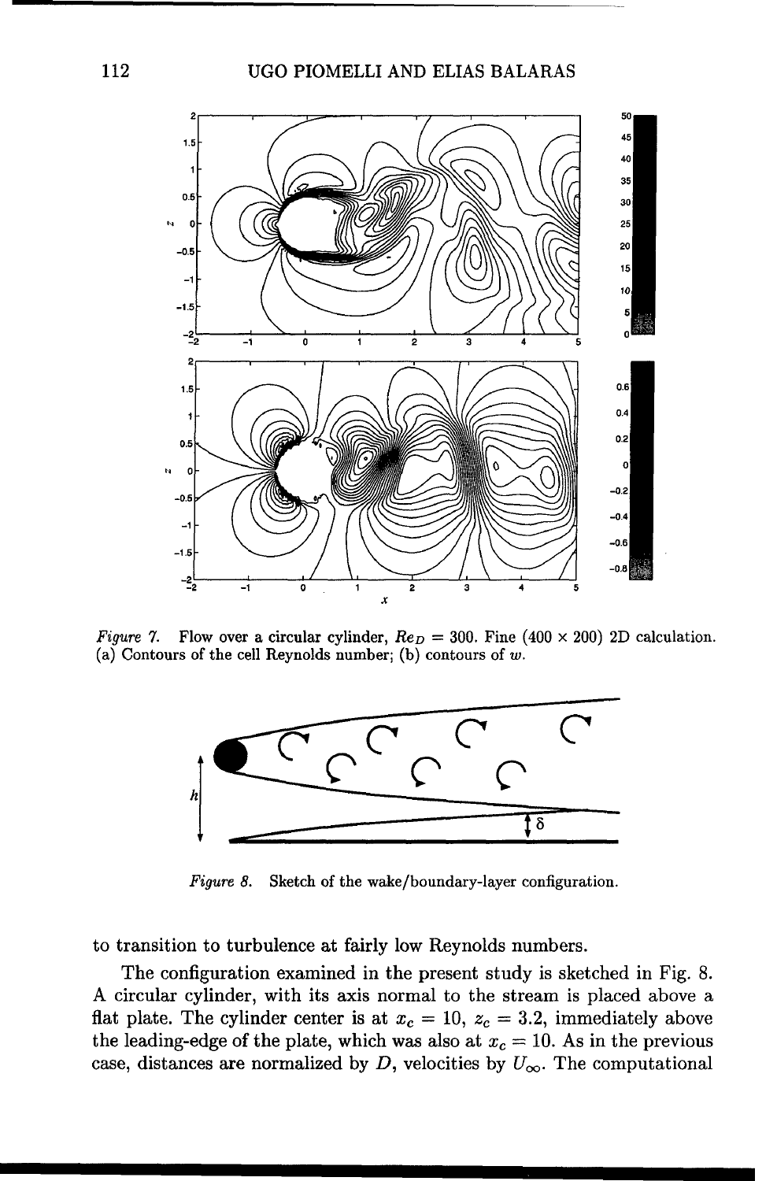*Figure 7.* Flow over a circular cylinder, $Re_D = 300$. Fine ($400 \times 200$) 2D calculation. (a) Contours of the cell Reynolds number; (b) contours of $w$.

*Figure 8.* Sketch of the wake/boundary-layer configuration.

to transition to turbulence at fairly low Reynolds numbers.

The configuration examined in the present study is sketched in Fig. 8. A circular cylinder, with its axis normal to the stream is placed above a flat plate. The cylinder center is at $x_c = 10$, $z_c = 3.2$, immediately above the leading-edge of the plate, which was also at $x_c = 10$. As in the previous case, distances are normalized by $D$, velocities by $U_\infty$. The computational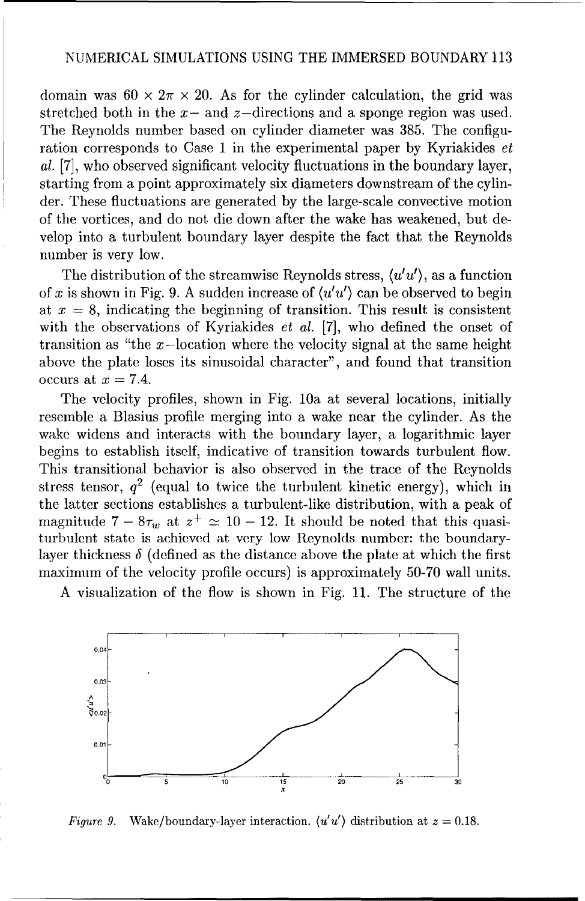domain was $60 \times 2\pi \times 20$. As for the cylinder calculation, the grid was stretched both in the $x-$ and $z-$directions and a sponge region was used. The Reynolds number based on cylinder diameter was 385. The configuration corresponds to Case 1 in the experimental paper by Kyriakides *et al.* [7], who observed significant velocity fluctuations in the boundary layer, starting from a point approximately six diameters downstream of the cylinder. These fluctuations are generated by the large-scale convective motion of the vortices, and do not die down after the wake has weakened, but develop into a turbulent boundary layer despite the fact that the Reynolds number is very low.

The distribution of the streamwise Reynolds stress, $\langle u'u' \rangle$, as a function of $x$ is shown in Fig. 9. A sudden increase of $\langle u'u' \rangle$ can be observed to begin at $x = 8$, indicating the beginning of transition. This result is consistent with the observations of Kyriakides *et al.* [7], who defined the onset of transition as "the $x-$location where the velocity signal at the same height above the plate loses its sinusoidal character", and found that transition occurs at $x = 7.4$.

The velocity profiles, shown in Fig. 10a at several locations, initially resemble a Blasius profile merging into a wake near the cylinder. As the wake widens and interacts with the boundary layer, a logarithmic layer begins to establish itself, indicative of transition towards turbulent flow. This transitional behavior is also observed in the trace of the Reynolds stress tensor, $q^2$ (equal to twice the turbulent kinetic energy), which in the latter sections establishes a turbulent-like distribution, with a peak of magnitude $7 - 8\tau_w$ at $z^+ \simeq 10 - 12$. It should be noted that this quasi-turbulent state is achieved at very low Reynolds number: the boundary-layer thickness $\delta$ (defined as the distance above the plate at which the first maximum of the velocity profile occurs) is approximately 50-70 wall units.

A visualization of the flow is shown in Fig. 11. The structure of the

*Figure 9.* Wake/boundary-layer interaction. $\langle u'u' \rangle$ distribution at $z = 0.18$.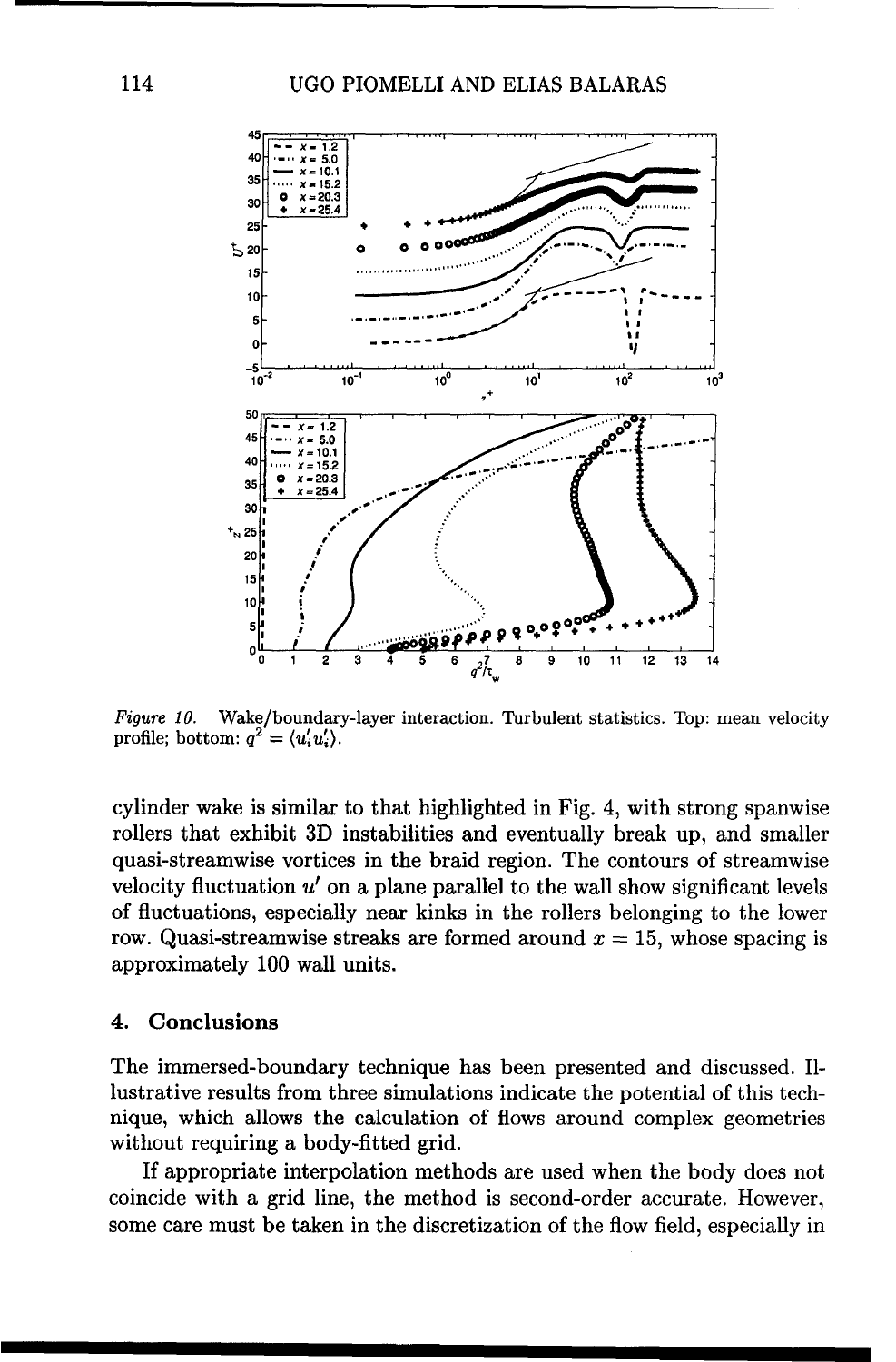*Figure 10.* Wake/boundary-layer interaction. Turbulent statistics. Top: mean velocity profile; bottom: $q^2 = \langle u_i' u_i' \rangle$.

cylinder wake is similar to that highlighted in Fig. 4, with strong spanwise rollers that exhibit 3D instabilities and eventually break up, and smaller quasi-streamwise vortices in the braid region. The contours of streamwise velocity fluctuation $u'$ on a plane parallel to the wall show significant levels of fluctuations, especially near kinks in the rollers belonging to the lower row. Quasi-streamwise streaks are formed around $x = 15$, whose spacing is approximately 100 wall units.

## 4. Conclusions

The immersed-boundary technique has been presented and discussed. Illustrative results from three simulations indicate the potential of this technique, which allows the calculation of flows around complex geometries without requiring a body-fitted grid.

If appropriate interpolation methods are used when the body does not coincide with a grid line, the method is second-order accurate. However, some care must be taken in the discretization of the flow field, especially in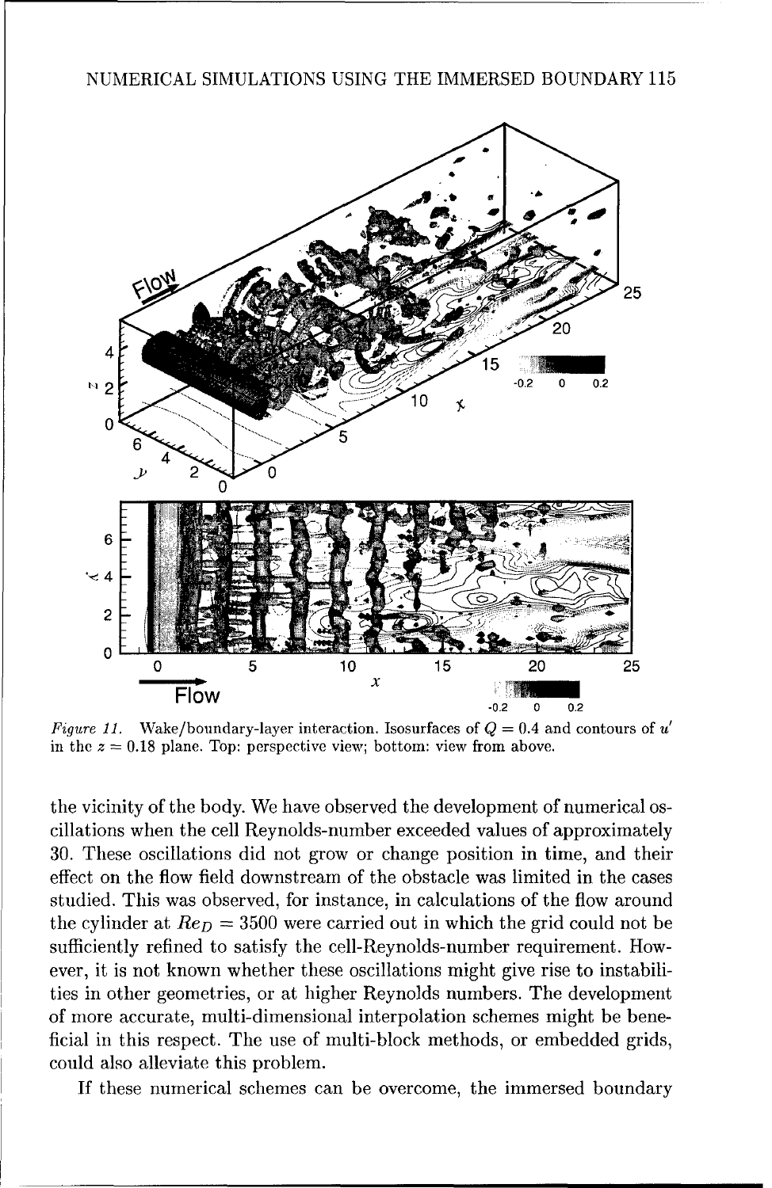*Figure 11.* Wake/boundary-layer interaction. Isosurfaces of $Q = 0.4$ and contours of $u'$ in the $z = 0.18$ plane. Top: perspective view; bottom: view from above.

the vicinity of the body. We have observed the development of numerical oscillations when the cell Reynolds-number exceeded values of approximately 30. These oscillations did not grow or change position in time, and their effect on the flow field downstream of the obstacle was limited in the cases studied. This was observed, for instance, in calculations of the flow around the cylinder at $Re_D = 3500$ were carried out in which the grid could not be sufficiently refined to satisfy the cell-Reynolds-number requirement. However, it is not known whether these oscillations might give rise to instabilities in other geometries, or at higher Reynolds numbers. The development of more accurate, multi-dimensional interpolation schemes might be beneficial in this respect. The use of multi-block methods, or embedded grids, could also alleviate this problem.

If these numerical schemes can be overcome, the immersed boundary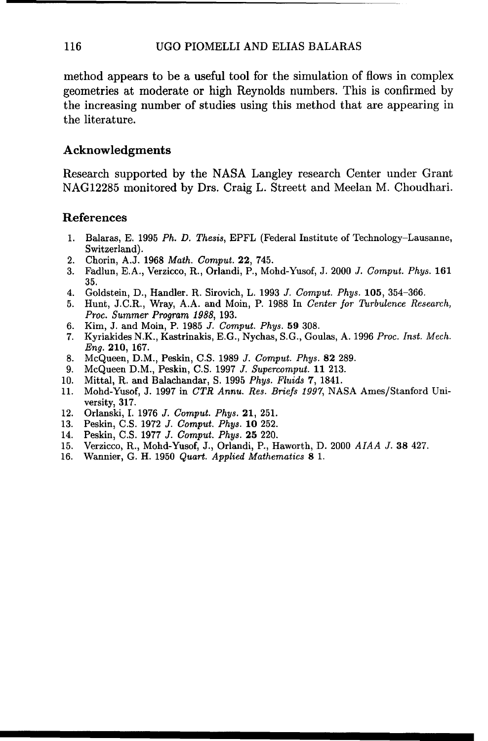method appears to be a useful tool for the simulation of flows in complex geometries at moderate or high Reynolds numbers. This is confirmed by the increasing number of studies using this method that are appearing in the literature.

## Acknowledgments

Research supported by the NASA Langley research Center under Grant NAG12285 monitored by Drs. Craig L. Streett and Meelan M. Choudhari.

## References

1. Balaras, E. 1995 *Ph. D. Thesis*, EPFL (Federal Institute of Technology–Lausanne, Switzerland).
2. Chorin, A.J. 1968 *Math. Comput.* **22**, 745.
3. Fadlun, E.A., Verzicco, R., Orlandi, P., Mohd-Yusof, J. 2000 *J. Comput. Phys.* **161** 35.
4. Goldstein, D., Handler. R. Sirovich, L. 1993 *J. Comput. Phys.* **105**, 354–366.
5. Hunt, J.C.R., Wray, A.A. and Moin, P. 1988 In *Center for Turbulence Research, Proc. Summer Program 1988*, 193.
6. Kim, J. and Moin, P. 1985 *J. Comput. Phys.* **59** 308.
7. Kyriakides N.K., Kastrinakis, E.G., Nychas, S.G., Goulas, A. 1996 *Proc. Inst. Mech. Eng.* **210**, 167.
8. McQueen, D.M., Peskin, C.S. 1989 *J. Comput. Phys.* **82** 289.
9. McQueen D.M., Peskin, C.S. 1997 *J. Supercomput.* **11** 213.
10. Mittal, R. and Balachandar, S. 1995 *Phys. Fluids* **7**, 1841.
11. Mohd-Yusof, J. 1997 in *CTR Annu. Res. Briefs 1997*, NASA Ames/Stanford University, 317.
12. Orlanski, I. 1976 *J. Comput. Phys.* **21**, 251.
13. Peskin, C.S. 1972 *J. Comput. Phys.* **10** 252.
14. Peskin, C.S. 1977 *J. Comput. Phys.* **25** 220.
15. Verzicco, R., Mohd-Yusof, J., Orlandi, P., Haworth, D. 2000 *AIAA J.* **38** 427.
16. Wannier, G. H. 1950 *Quart. Applied Mathematics* **8** 1.